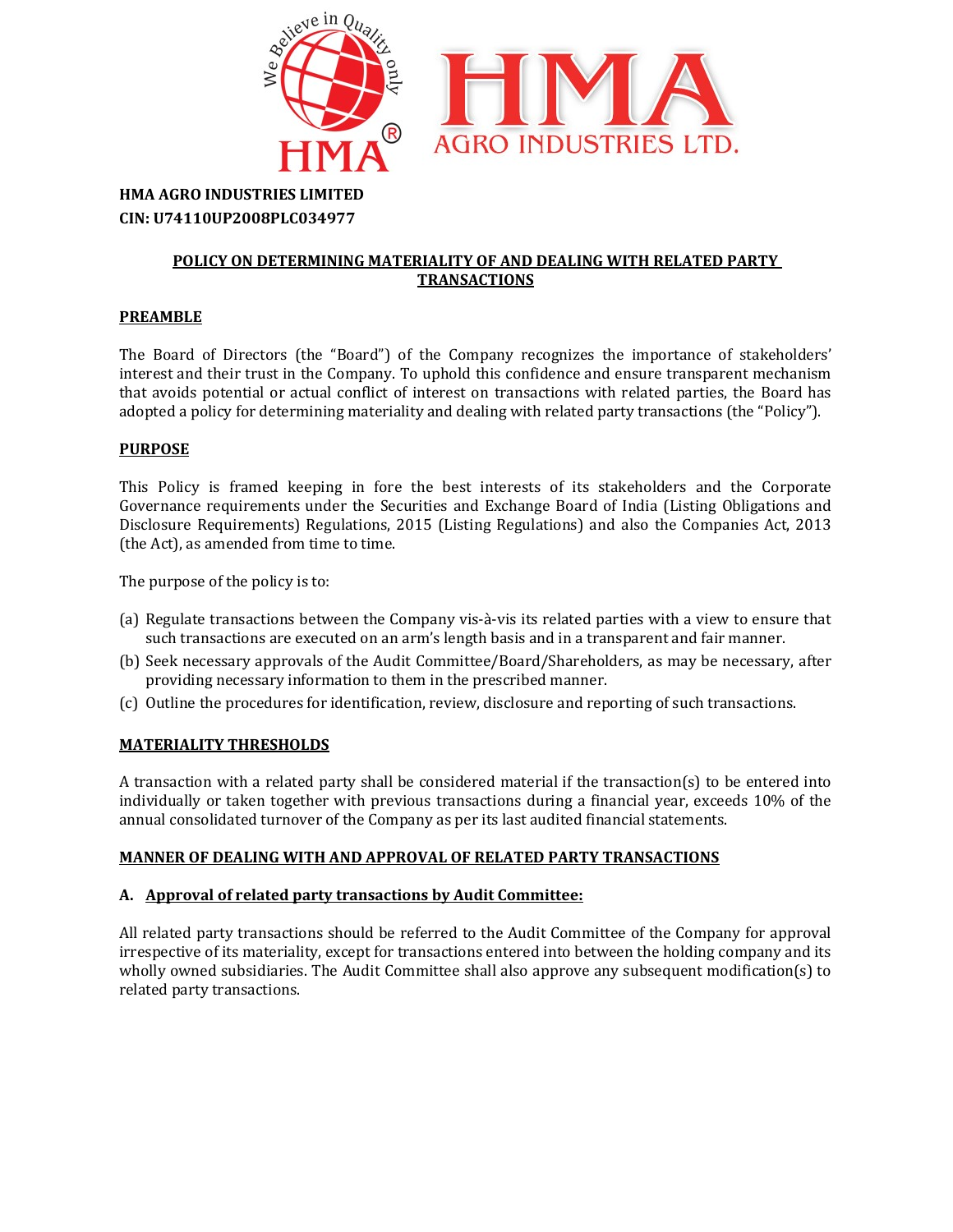**HMA AGRO INDUSTRIES LIMITED**
**CIN: U74110UP2008PLC034977**

# POLICY ON DETERMINING MATERIALITY OF AND DEALING WITH RELATED PARTY TRANSACTIONS

## PREAMBLE

The Board of Directors (the "Board") of the Company recognizes the importance of stakeholders' interest and their trust in the Company. To uphold this confidence and ensure transparent mechanism that avoids potential or actual conflict of interest on transactions with related parties, the Board has adopted a policy for determining materiality and dealing with related party transactions (the "Policy").

## PURPOSE

This Policy is framed keeping in fore the best interests of its stakeholders and the Corporate Governance requirements under the Securities and Exchange Board of India (Listing Obligations and Disclosure Requirements) Regulations, 2015 (Listing Regulations) and also the Companies Act, 2013 (the Act), as amended from time to time.

The purpose of the policy is to:

(a) Regulate transactions between the Company vis-à-vis its related parties with a view to ensure that such transactions are executed on an arm's length basis and in a transparent and fair manner.

(b) Seek necessary approvals of the Audit Committee/Board/Shareholders, as may be necessary, after providing necessary information to them in the prescribed manner.

(c) Outline the procedures for identification, review, disclosure and reporting of such transactions.

## MATERIALITY THRESHOLDS

A transaction with a related party shall be considered material if the transaction(s) to be entered into individually or taken together with previous transactions during a financial year, exceeds 10% of the annual consolidated turnover of the Company as per its last audited financial statements.

## MANNER OF DEALING WITH AND APPROVAL OF RELATED PARTY TRANSACTIONS

### A. Approval of related party transactions by Audit Committee:

All related party transactions should be referred to the Audit Committee of the Company for approval irrespective of its materiality, except for transactions entered into between the holding company and its wholly owned subsidiaries. The Audit Committee shall also approve any subsequent modification(s) to related party transactions.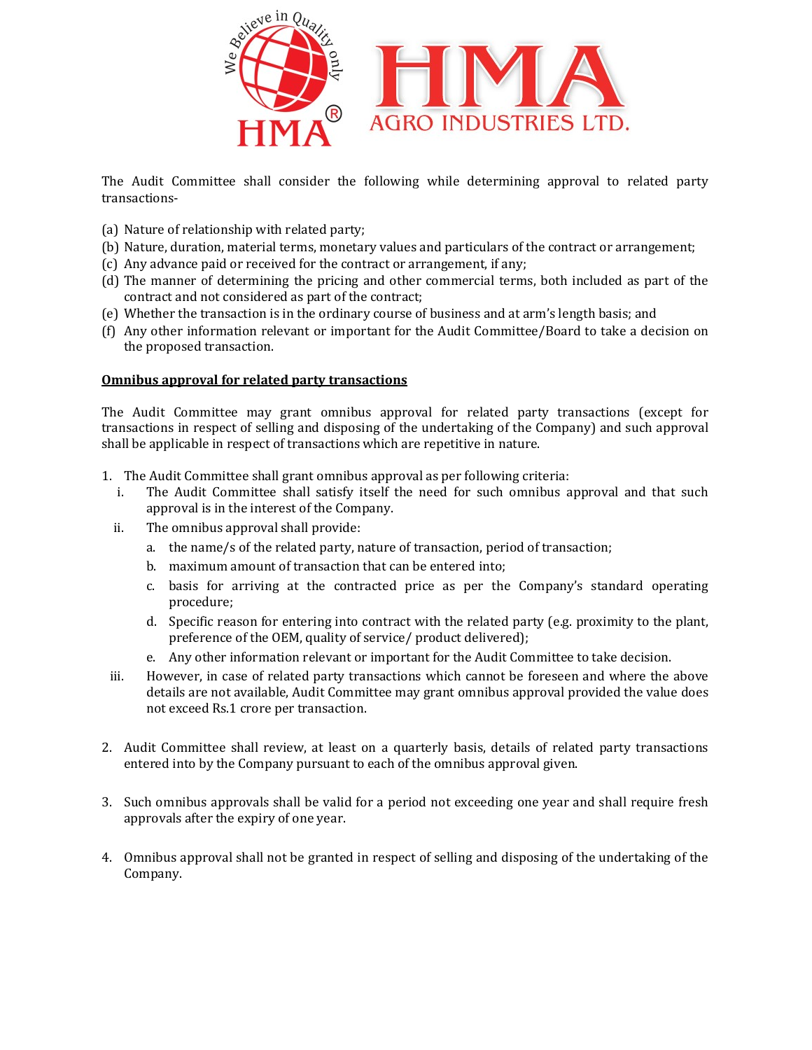The Audit Committee shall consider the following while determining approval to related party transactions-

(a) Nature of relationship with related party;
(b) Nature, duration, material terms, monetary values and particulars of the contract or arrangement;
(c) Any advance paid or received for the contract or arrangement, if any;
(d) The manner of determining the pricing and other commercial terms, both included as part of the contract and not considered as part of the contract;
(e) Whether the transaction is in the ordinary course of business and at arm's length basis; and
(f) Any other information relevant or important for the Audit Committee/Board to take a decision on the proposed transaction.

**Omnibus approval for related party transactions**

The Audit Committee may grant omnibus approval for related party transactions (except for transactions in respect of selling and disposing of the undertaking of the Company) and such approval shall be applicable in respect of transactions which are repetitive in nature.

1. The Audit Committee shall grant omnibus approval as per following criteria:
   i. The Audit Committee shall satisfy itself the need for such omnibus approval and that such approval is in the interest of the Company.
   ii. The omnibus approval shall provide:
      a. the name/s of the related party, nature of transaction, period of transaction;
      b. maximum amount of transaction that can be entered into;
      c. basis for arriving at the contracted price as per the Company's standard operating procedure;
      d. Specific reason for entering into contract with the related party (e.g. proximity to the plant, preference of the OEM, quality of service/ product delivered);
      e. Any other information relevant or important for the Audit Committee to take decision.
   iii. However, in case of related party transactions which cannot be foreseen and where the above details are not available, Audit Committee may grant omnibus approval provided the value does not exceed Rs.1 crore per transaction.

2. Audit Committee shall review, at least on a quarterly basis, details of related party transactions entered into by the Company pursuant to each of the omnibus approval given.

3. Such omnibus approvals shall be valid for a period not exceeding one year and shall require fresh approvals after the expiry of one year.

4. Omnibus approval shall not be granted in respect of selling and disposing of the undertaking of the Company.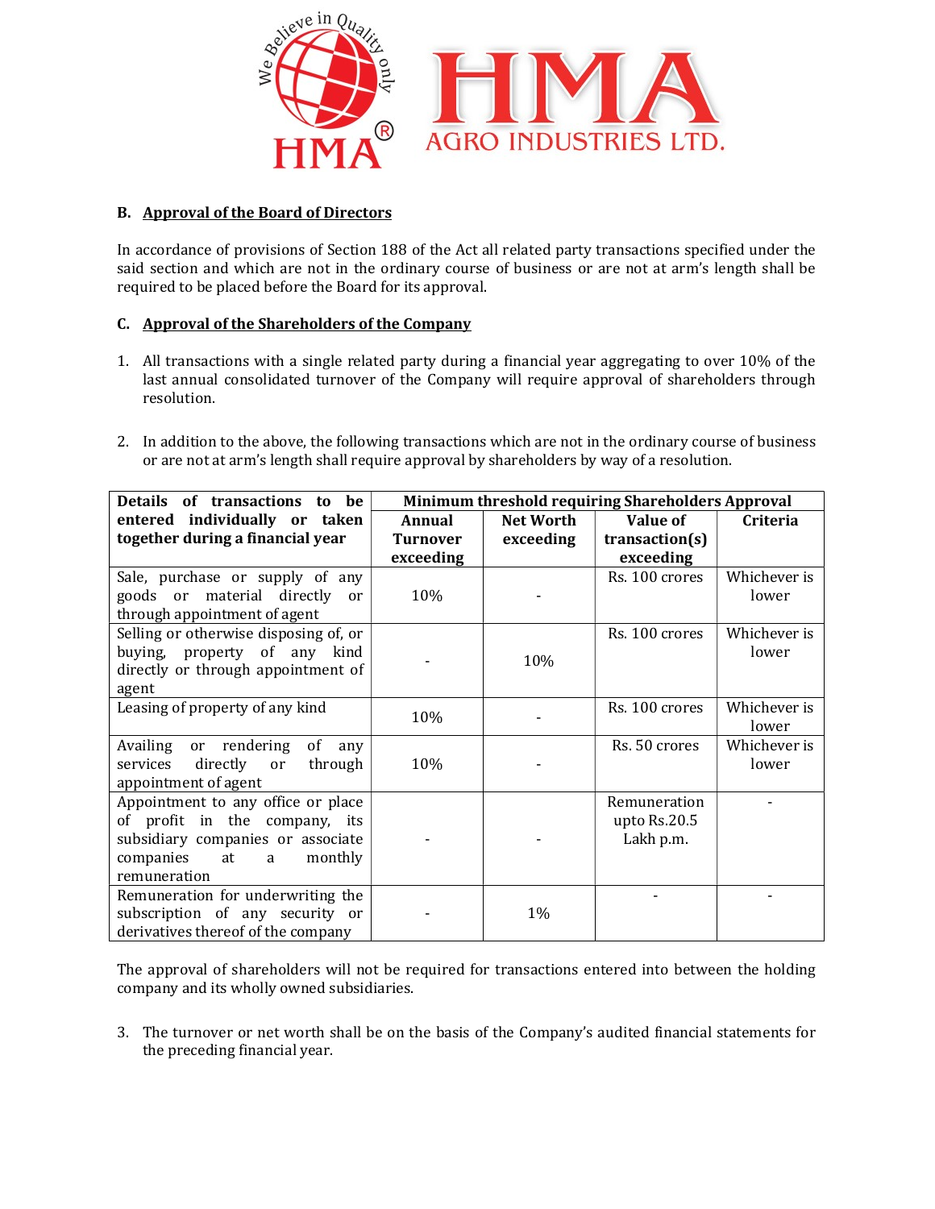### B. Approval of the Board of Directors

In accordance of provisions of Section 188 of the Act all related party transactions specified under the said section and which are not in the ordinary course of business or are not at arm's length shall be required to be placed before the Board for its approval.

### C. Approval of the Shareholders of the Company

1. All transactions with a single related party during a financial year aggregating to over 10% of the last annual consolidated turnover of the Company will require approval of shareholders through resolution.

2. In addition to the above, the following transactions which are not in the ordinary course of business or are not at arm's length shall require approval by shareholders by way of a resolution.

| Details of transactions to be entered individually or taken together during a financial year | Minimum threshold requiring Shareholders Approval | | | |
|---|---|---|---|---|
| | Annual Turnover exceeding | Net Worth exceeding | Value of transaction(s) exceeding | Criteria |
| Sale, purchase or supply of any goods or material directly or through appointment of agent | 10% | - | Rs. 100 crores | Whichever is lower |
| Selling or otherwise disposing of, or buying, property of any kind directly or through appointment of agent | - | 10% | Rs. 100 crores | Whichever is lower |
| Leasing of property of any kind | 10% | - | Rs. 100 crores | Whichever is lower |
| Availing or rendering of any services directly or through appointment of agent | 10% | - | Rs. 50 crores | Whichever is lower |
| Appointment to any office or place of profit in the company, its subsidiary companies or associate companies at a monthly remuneration | - | - | Remuneration upto Rs.20.5 Lakh p.m. | - |
| Remuneration for underwriting the subscription of any security or derivatives thereof of the company | - | 1% | - | - |

The approval of shareholders will not be required for transactions entered into between the holding company and its wholly owned subsidiaries.

3. The turnover or net worth shall be on the basis of the Company's audited financial statements for the preceding financial year.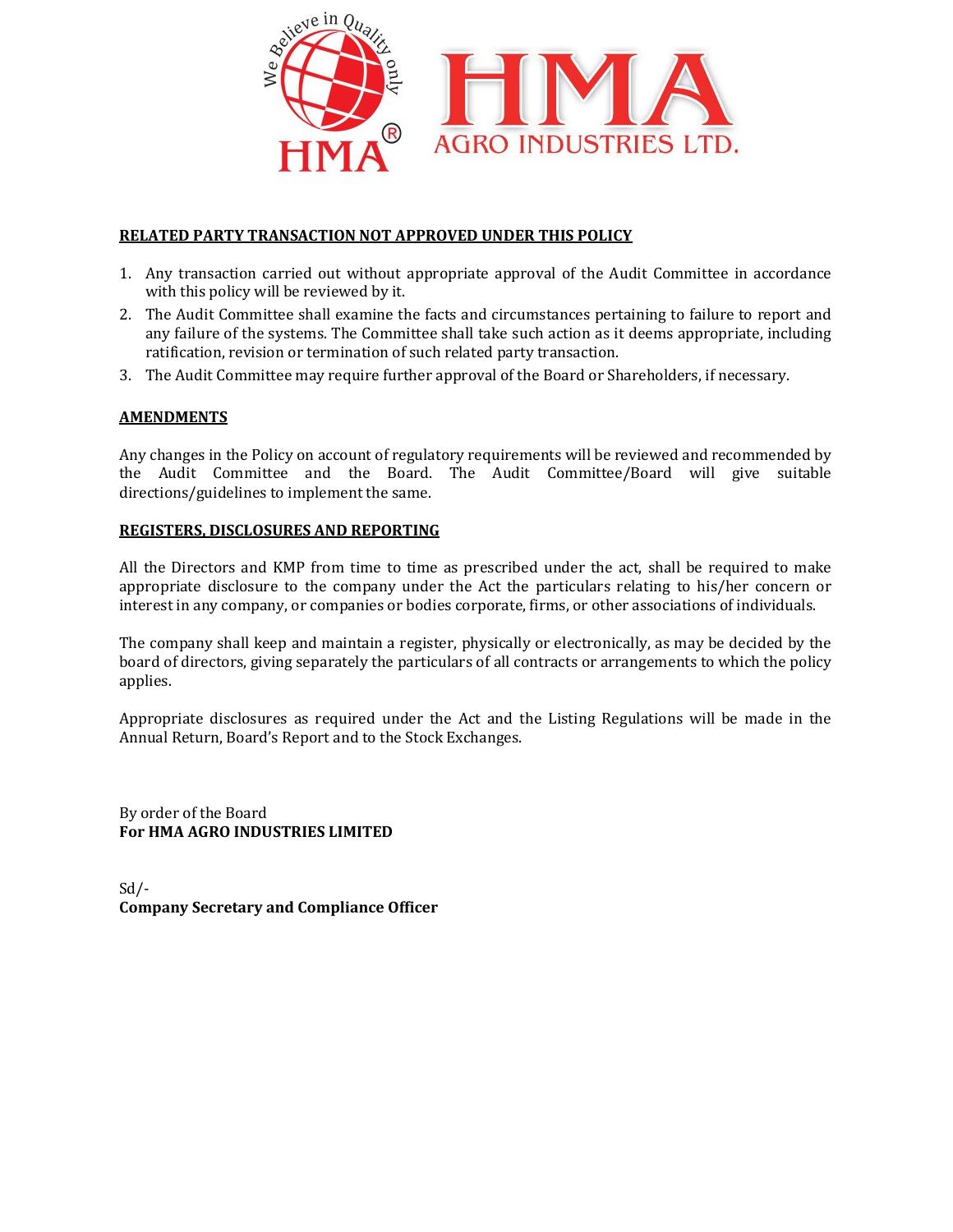**RELATED PARTY TRANSACTION NOT APPROVED UNDER THIS POLICY**

1. Any transaction carried out without appropriate approval of the Audit Committee in accordance with this policy will be reviewed by it.
2. The Audit Committee shall examine the facts and circumstances pertaining to failure to report and any failure of the systems. The Committee shall take such action as it deems appropriate, including ratification, revision or termination of such related party transaction.
3. The Audit Committee may require further approval of the Board or Shareholders, if necessary.

**AMENDMENTS**

Any changes in the Policy on account of regulatory requirements will be reviewed and recommended by the Audit Committee and the Board. The Audit Committee/Board will give suitable directions/guidelines to implement the same.

**REGISTERS, DISCLOSURES AND REPORTING**

All the Directors and KMP from time to time as prescribed under the act, shall be required to make appropriate disclosure to the company under the Act the particulars relating to his/her concern or interest in any company, or companies or bodies corporate, firms, or other associations of individuals.

The company shall keep and maintain a register, physically or electronically, as may be decided by the board of directors, giving separately the particulars of all contracts or arrangements to which the policy applies.

Appropriate disclosures as required under the Act and the Listing Regulations will be made in the Annual Return, Board's Report and to the Stock Exchanges.

By order of the Board
**For HMA AGRO INDUSTRIES LIMITED**

Sd/-
**Company Secretary and Compliance Officer**